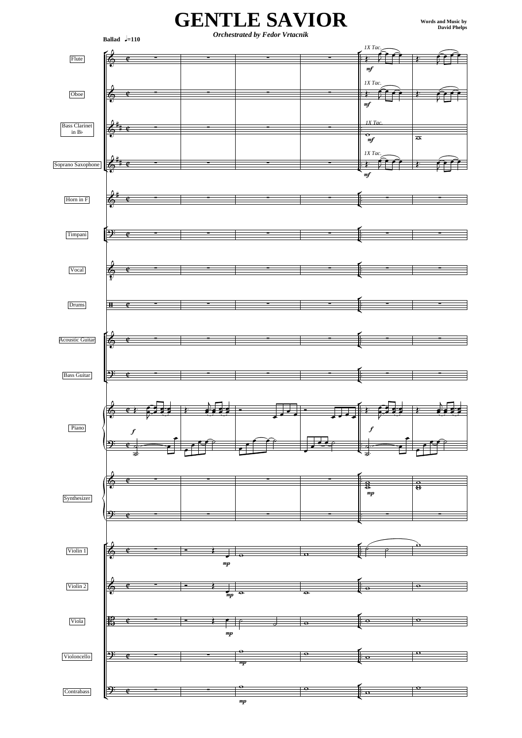# GENTLE SAVIOR

*Orchestrated by Fedor Vrtacnik*

**Words and Music by David Phelps**

**Ballad** ♩=110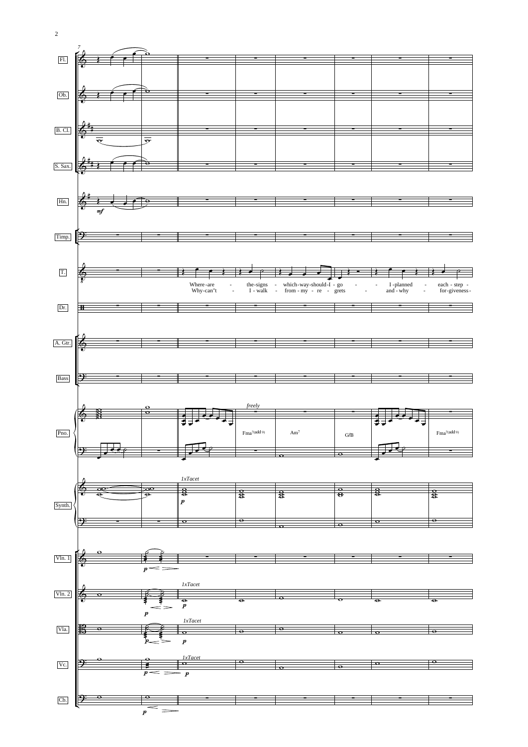Where-are - the-signs - which-way-should-I - go - - I-planned - each - step -

Why-can"t - I - walk - from - my - re - grets - and - why - for-giveness -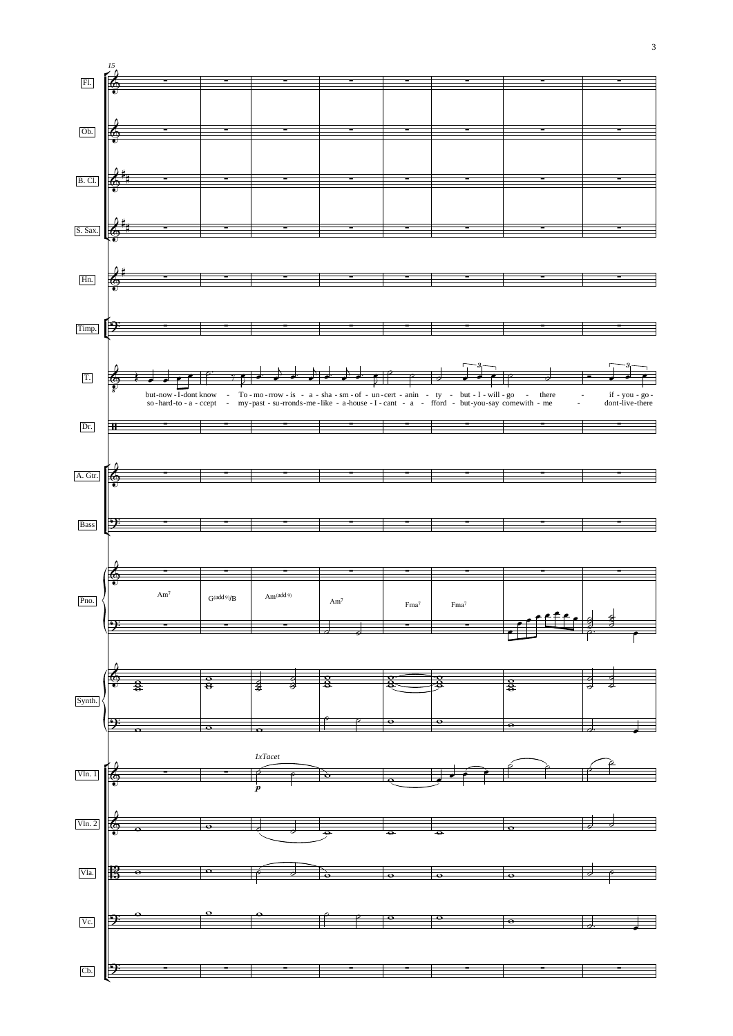but-now - I-dont know - To - mo - rrow - is - a - sha - sm - of - un - cert - anin - ty - but - I - will - go - there - if - you - go -

so - hard - to - a - ccept - my-past - su - rronds-me - like - a-house - I - cant - a - fford - but-you-say comewith - me - dont-live-there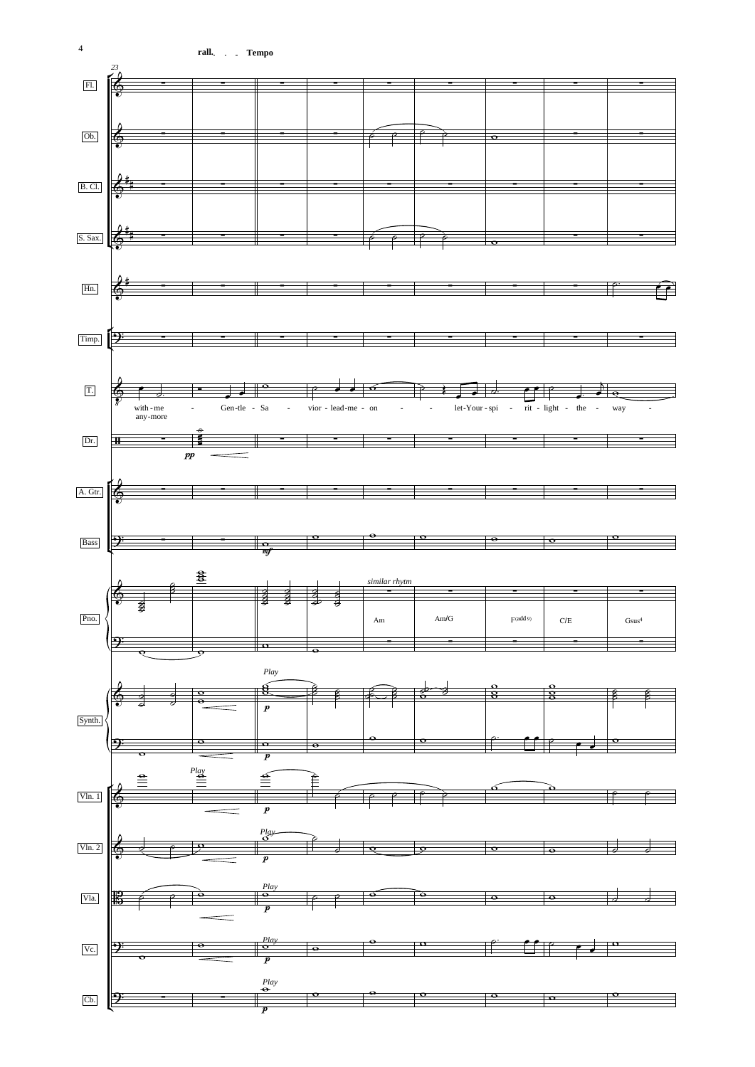rall. . . Tempo

23

Fl.

Ob.

B. Cl.

S. Sax.

Hn.

Timp.

T.

with - me - Gen-tle - Sa - vior - lead-me - on - - let-Your - spi - rit - light - the - way -

any-more

Dr.

*pp*

A. Gtr.

Bass

*mf*

Pno.

*similar rhytm*

Am Am/G F(add 9) C/E Gsus4

Synth.

*Play*

*p*

*p*

Vln. 1

*Play*

*p*

Vln. 2

*Play*

*p*

Vla.

*Play*

*p*

Vc.

*Play*

*p*

Cb.

*Play*

*p*